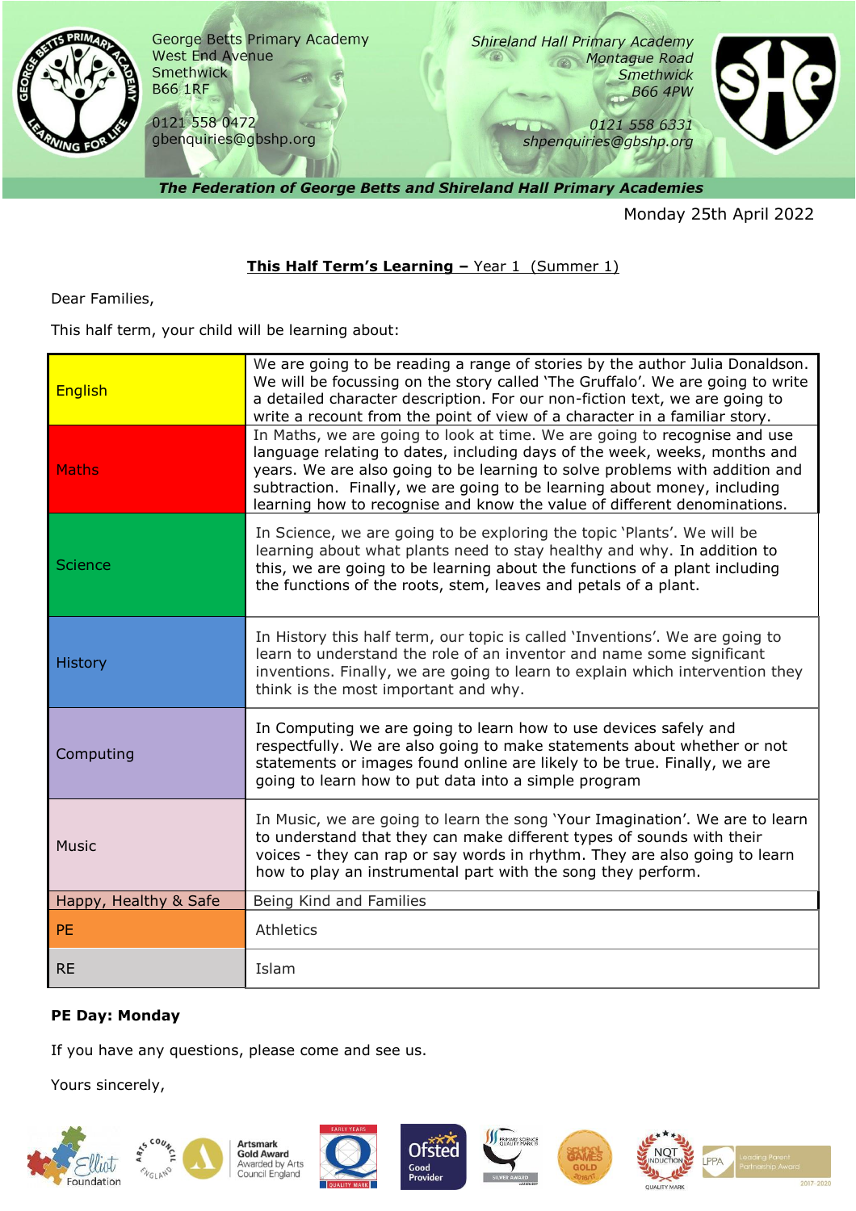George Betts Primary Academy
West End Avenue
Smethwick
B66 1RF

0121 558 0472
gbenquiries@gbshp.org

*Shireland Hall Primary Academy*
*Montague Road*
*Smethwick*
*B66 4PW*

*0121 558 6331*
*shpenquiries@gbshp.org*

***The Federation of George Betts and Shireland Hall Primary Academies***

Monday 25th April 2022

**This Half Term's Learning** – Year 1 (Summer 1)

Dear Families,

This half term, your child will be learning about:

| | |
|---|---|
| English | We are going to be reading a range of stories by the author Julia Donaldson. We will be focussing on the story called 'The Gruffalo'. We are going to write a detailed character description. For our non-fiction text, we are going to write a recount from the point of view of a character in a familiar story. |
| Maths | In Maths, we are going to look at time. We are going to recognise and use language relating to dates, including days of the week, weeks, months and years. We are also going to be learning to solve problems with addition and subtraction. Finally, we are going to be learning about money, including learning how to recognise and know the value of different denominations. |
| Science | In Science, we are going to be exploring the topic 'Plants'. We will be learning about what plants need to stay healthy and why. In addition to this, we are going to be learning about the functions of a plant including the functions of the roots, stem, leaves and petals of a plant. |
| History | In History this half term, our topic is called 'Inventions'. We are going to learn to understand the role of an inventor and name some significant inventions. Finally, we are going to learn to explain which intervention they think is the most important and why. |
| Computing | In Computing we are going to learn how to use devices safely and respectfully. We are also going to make statements about whether or not statements or images found online are likely to be true. Finally, we are going to learn how to put data into a simple program |
| Music | In Music, we are going to learn the song 'Your Imagination'. We are to learn to understand that they can make different types of sounds with their voices - they can rap or say words in rhythm. They are also going to learn how to play an instrumental part with the song they perform. |
| Happy, Healthy & Safe | Being Kind and Families |
| PE | Athletics |
| RE | Islam |

**PE Day: Monday**

If you have any questions, please come and see us.

Yours sincerely,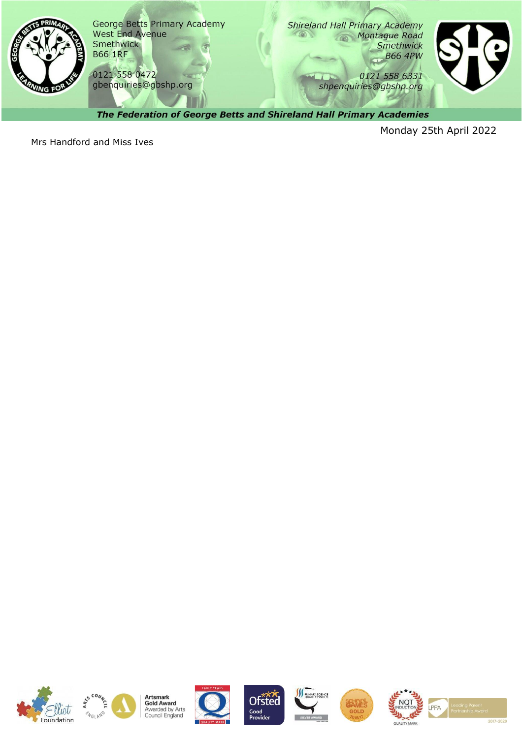George Betts Primary Academy
West End Avenue
Smethwick
B66 1RF

0121 558 0472
gbenquiries@gbshp.org

*Shireland Hall Primary Academy*
*Montague Road*
*Smethwick*
*B66 4PW*

*0121 558 6331*
*shpenquiries@gbshp.org*

***The Federation of George Betts and Shireland Hall Primary Academies***

Monday 25th April 2022

Mrs Handford and Miss Ives